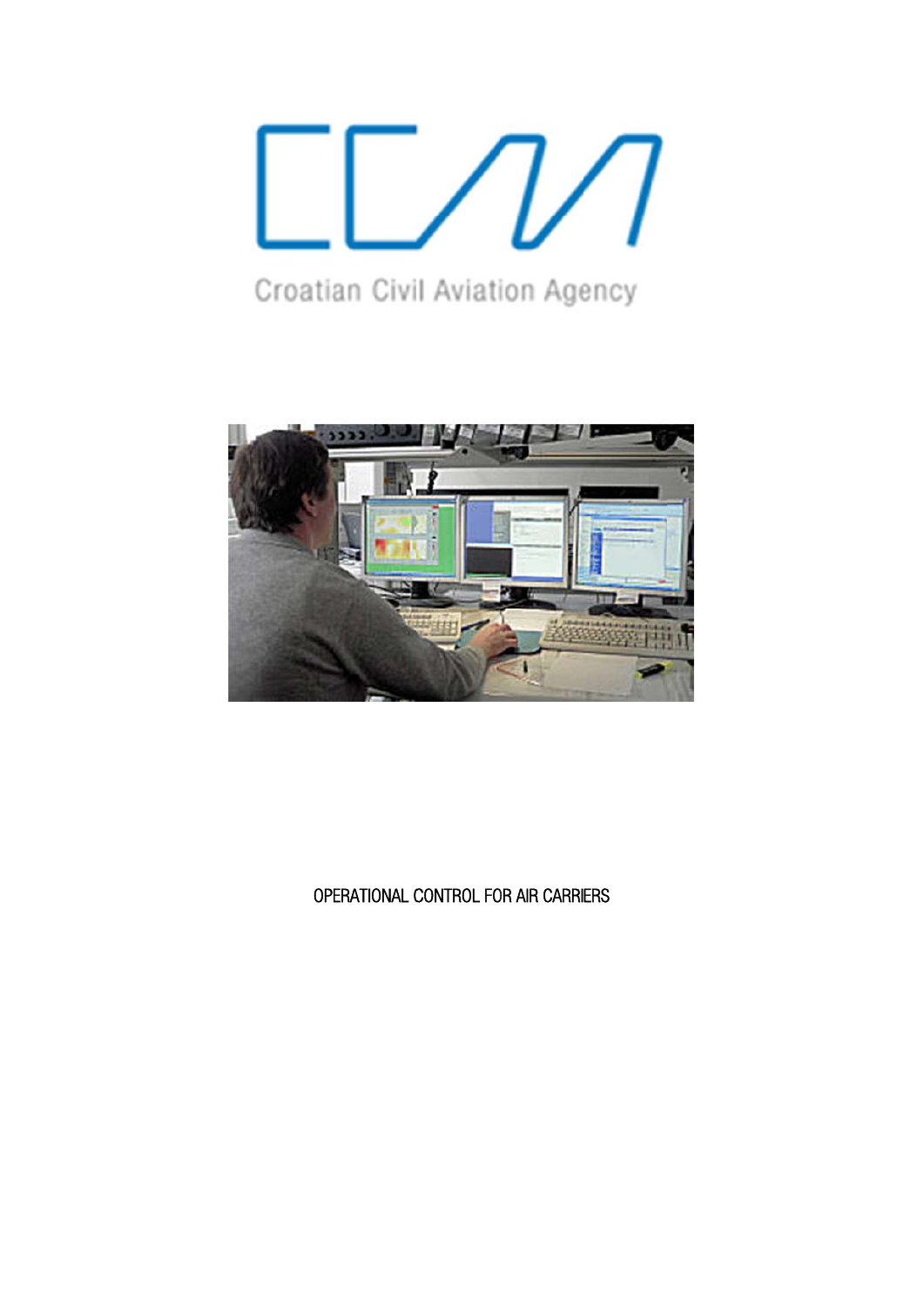Croatian Civil Aviation Agency

OPERATIONAL CONTROL FOR AIR CARRIERS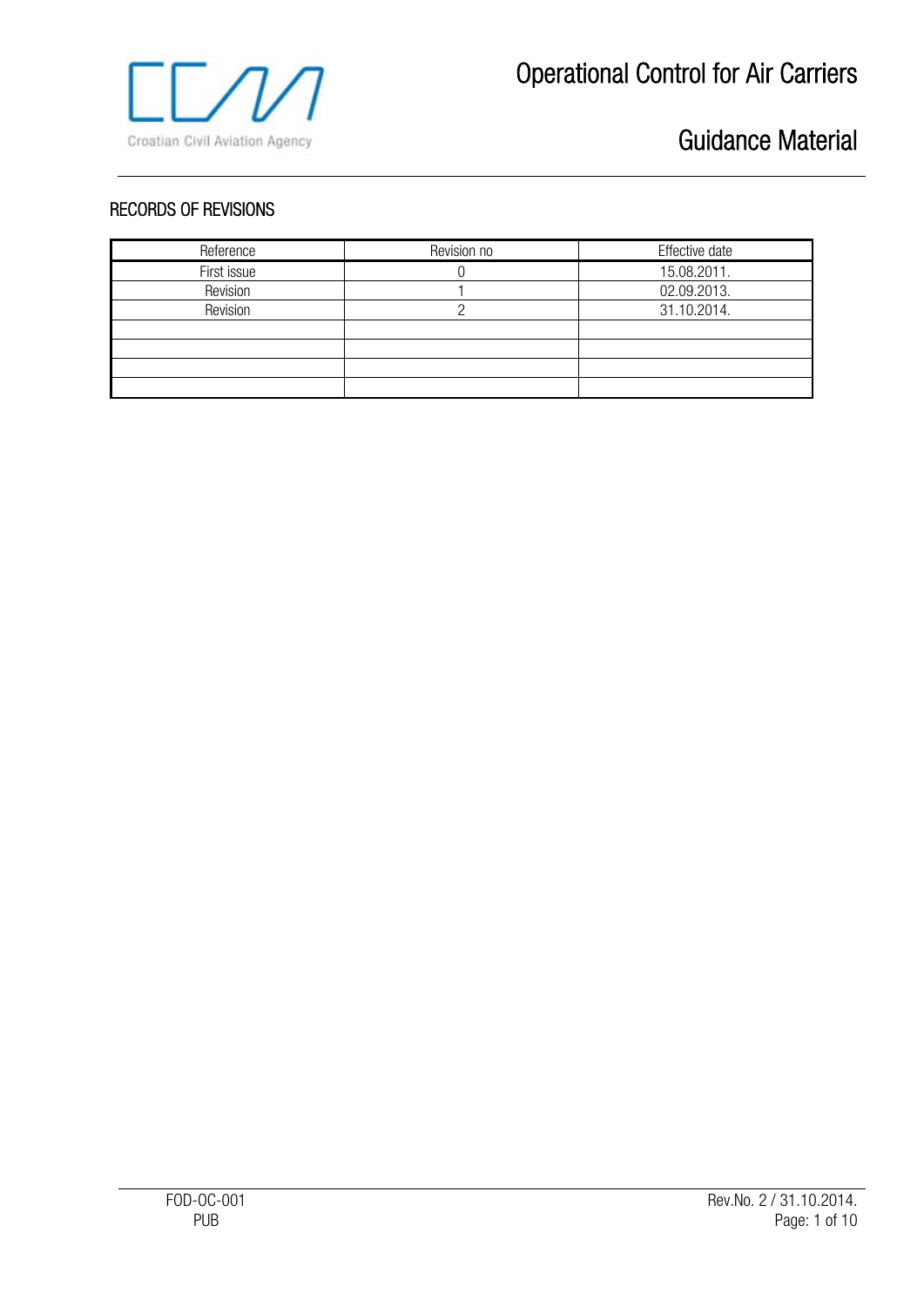## RECORDS OF REVISIONS

| Reference | Revision no | Effective date |
|---|---|---|
| First issue | 0 | 15.08.2011. |
| Revision | 1 | 02.09.2013. |
| Revision | 2 | 31.10.2014. |
| | | |
| | | |
| | | |
| | | |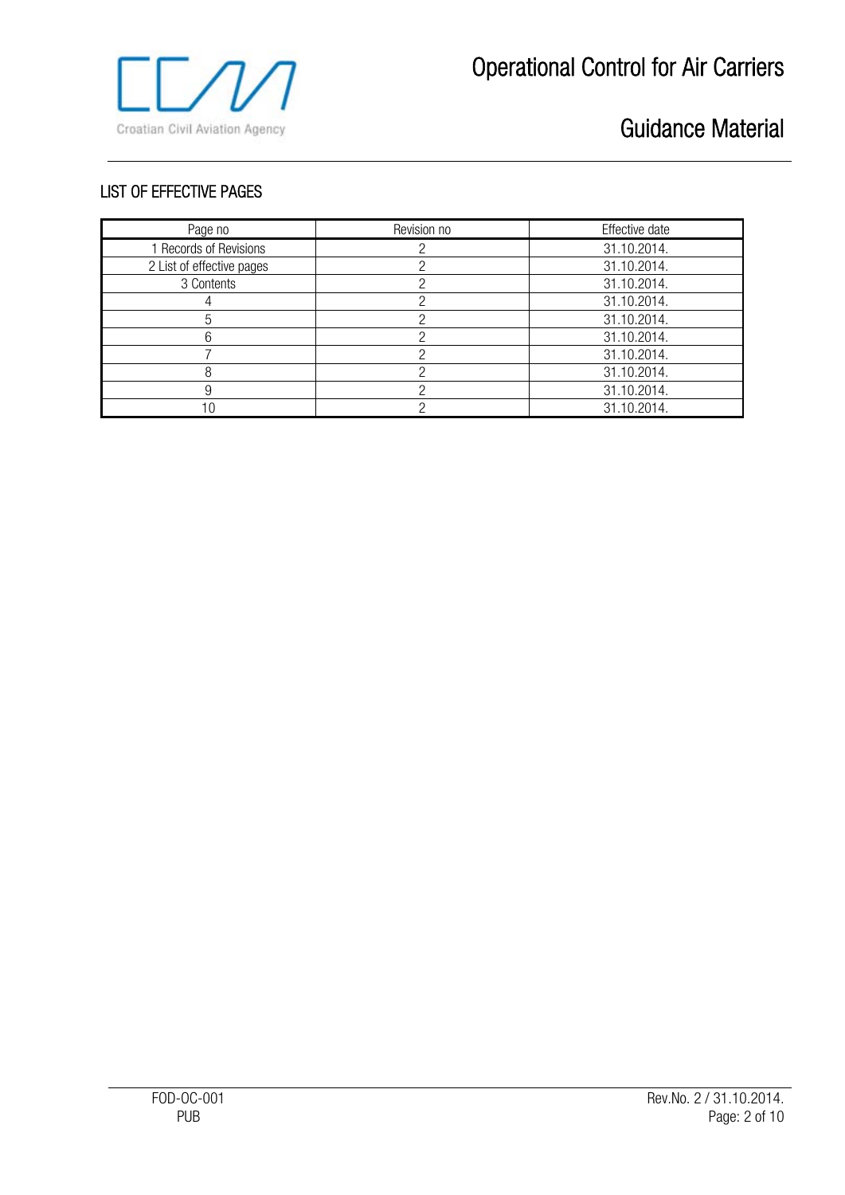## LIST OF EFFECTIVE PAGES

| Page no | Revision no | Effective date |
|---|---|---|
| 1 Records of Revisions | 2 | 31.10.2014. |
| 2 List of effective pages | 2 | 31.10.2014. |
| 3 Contents | 2 | 31.10.2014. |
| 4 | 2 | 31.10.2014. |
| 5 | 2 | 31.10.2014. |
| 6 | 2 | 31.10.2014. |
| 7 | 2 | 31.10.2014. |
| 8 | 2 | 31.10.2014. |
| 9 | 2 | 31.10.2014. |
| 10 | 2 | 31.10.2014. |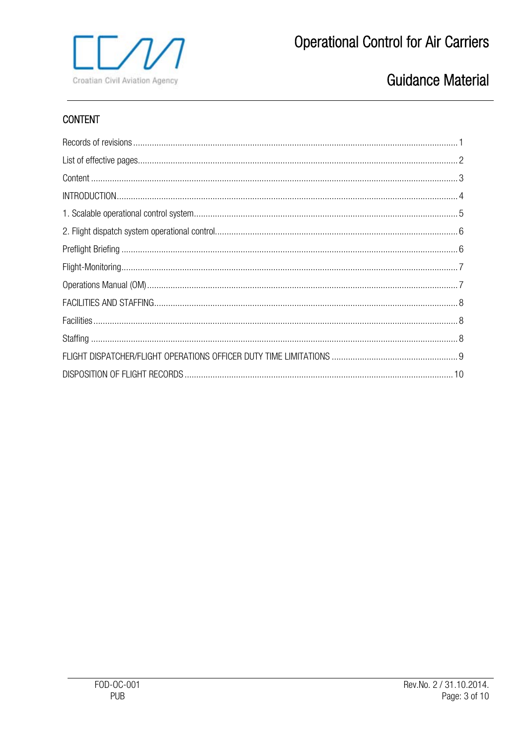## CONTENT

| | |
|---|---|
| Records of revisions | 1 |
| List of effective pages | 2 |
| Content | 3 |
| INTRODUCTION | 4 |
| 1. Scalable operational control system | 5 |
| 2. Flight dispatch system operational control | 6 |
| Preflight Briefing | 6 |
| Flight-Monitoring | 7 |
| Operations Manual (OM) | 7 |
| FACILITIES AND STAFFING | 8 |
| Facilities | 8 |
| Staffing | 8 |
| FLIGHT DISPATCHER/FLIGHT OPERATIONS OFFICER DUTY TIME LIMITATIONS | 9 |
| DISPOSITION OF FLIGHT RECORDS | 10 |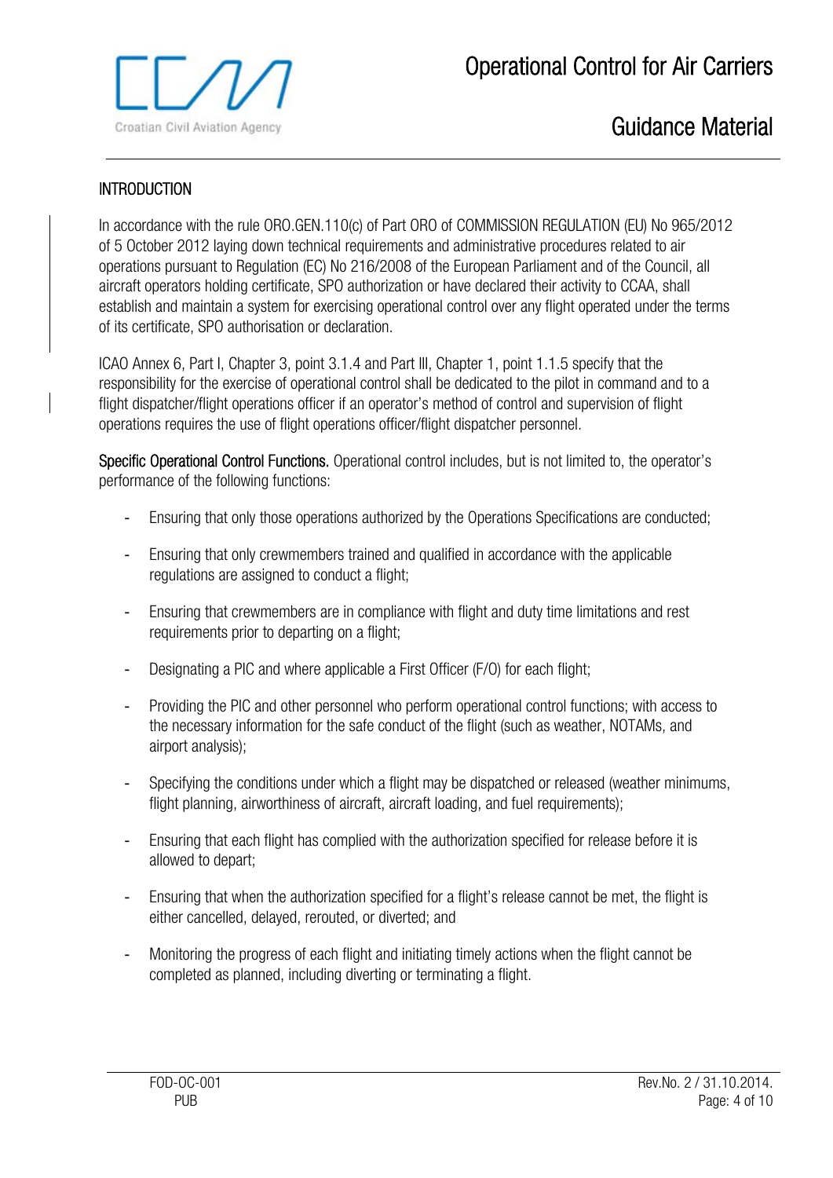## INTRODUCTION

In accordance with the rule ORO.GEN.110(c) of Part ORO of COMMISSION REGULATION (EU) No 965/2012 of 5 October 2012 laying down technical requirements and administrative procedures related to air operations pursuant to Regulation (EC) No 216/2008 of the European Parliament and of the Council, all aircraft operators holding certificate, SPO authorization or have declared their activity to CCAA, shall establish and maintain a system for exercising operational control over any flight operated under the terms of its certificate, SPO authorisation or declaration.

ICAO Annex 6, Part I, Chapter 3, point 3.1.4 and Part III, Chapter 1, point 1.1.5 specify that the responsibility for the exercise of operational control shall be dedicated to the pilot in command and to a flight dispatcher/flight operations officer if an operator's method of control and supervision of flight operations requires the use of flight operations officer/flight dispatcher personnel.

**Specific Operational Control Functions.** Operational control includes, but is not limited to, the operator's performance of the following functions:

- Ensuring that only those operations authorized by the Operations Specifications are conducted;
- Ensuring that only crewmembers trained and qualified in accordance with the applicable regulations are assigned to conduct a flight;
- Ensuring that crewmembers are in compliance with flight and duty time limitations and rest requirements prior to departing on a flight;
- Designating a PIC and where applicable a First Officer (F/O) for each flight;
- Providing the PIC and other personnel who perform operational control functions; with access to the necessary information for the safe conduct of the flight (such as weather, NOTAMs, and airport analysis);
- Specifying the conditions under which a flight may be dispatched or released (weather minimums, flight planning, airworthiness of aircraft, aircraft loading, and fuel requirements);
- Ensuring that each flight has complied with the authorization specified for release before it is allowed to depart;
- Ensuring that when the authorization specified for a flight's release cannot be met, the flight is either cancelled, delayed, rerouted, or diverted; and
- Monitoring the progress of each flight and initiating timely actions when the flight cannot be completed as planned, including diverting or terminating a flight.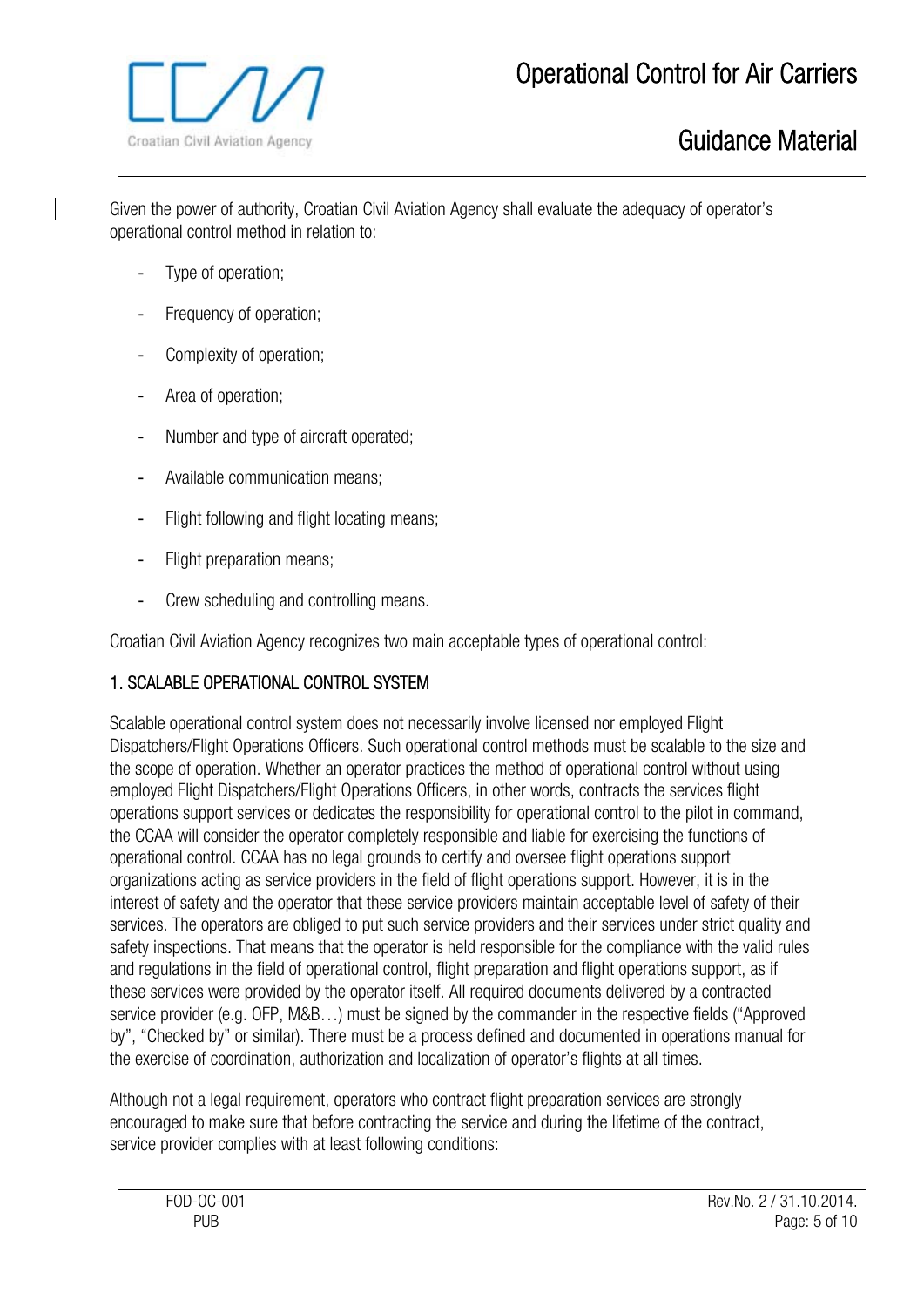Given the power of authority, Croatian Civil Aviation Agency shall evaluate the adequacy of operator's operational control method in relation to:

- Type of operation;
- Frequency of operation;
- Complexity of operation;
- Area of operation;
- Number and type of aircraft operated;
- Available communication means;
- Flight following and flight locating means;
- Flight preparation means;
- Crew scheduling and controlling means.

Croatian Civil Aviation Agency recognizes two main acceptable types of operational control:

### 1. SCALABLE OPERATIONAL CONTROL SYSTEM

Scalable operational control system does not necessarily involve licensed nor employed Flight Dispatchers/Flight Operations Officers. Such operational control methods must be scalable to the size and the scope of operation. Whether an operator practices the method of operational control without using employed Flight Dispatchers/Flight Operations Officers, in other words, contracts the services flight operations support services or dedicates the responsibility for operational control to the pilot in command, the CCAA will consider the operator completely responsible and liable for exercising the functions of operational control. CCAA has no legal grounds to certify and oversee flight operations support organizations acting as service providers in the field of flight operations support. However, it is in the interest of safety and the operator that these service providers maintain acceptable level of safety of their services. The operators are obliged to put such service providers and their services under strict quality and safety inspections. That means that the operator is held responsible for the compliance with the valid rules and regulations in the field of operational control, flight preparation and flight operations support, as if these services were provided by the operator itself. All required documents delivered by a contracted service provider (e.g. OFP, M&B…) must be signed by the commander in the respective fields ("Approved by", "Checked by" or similar). There must be a process defined and documented in operations manual for the exercise of coordination, authorization and localization of operator's flights at all times.

Although not a legal requirement, operators who contract flight preparation services are strongly encouraged to make sure that before contracting the service and during the lifetime of the contract, service provider complies with at least following conditions: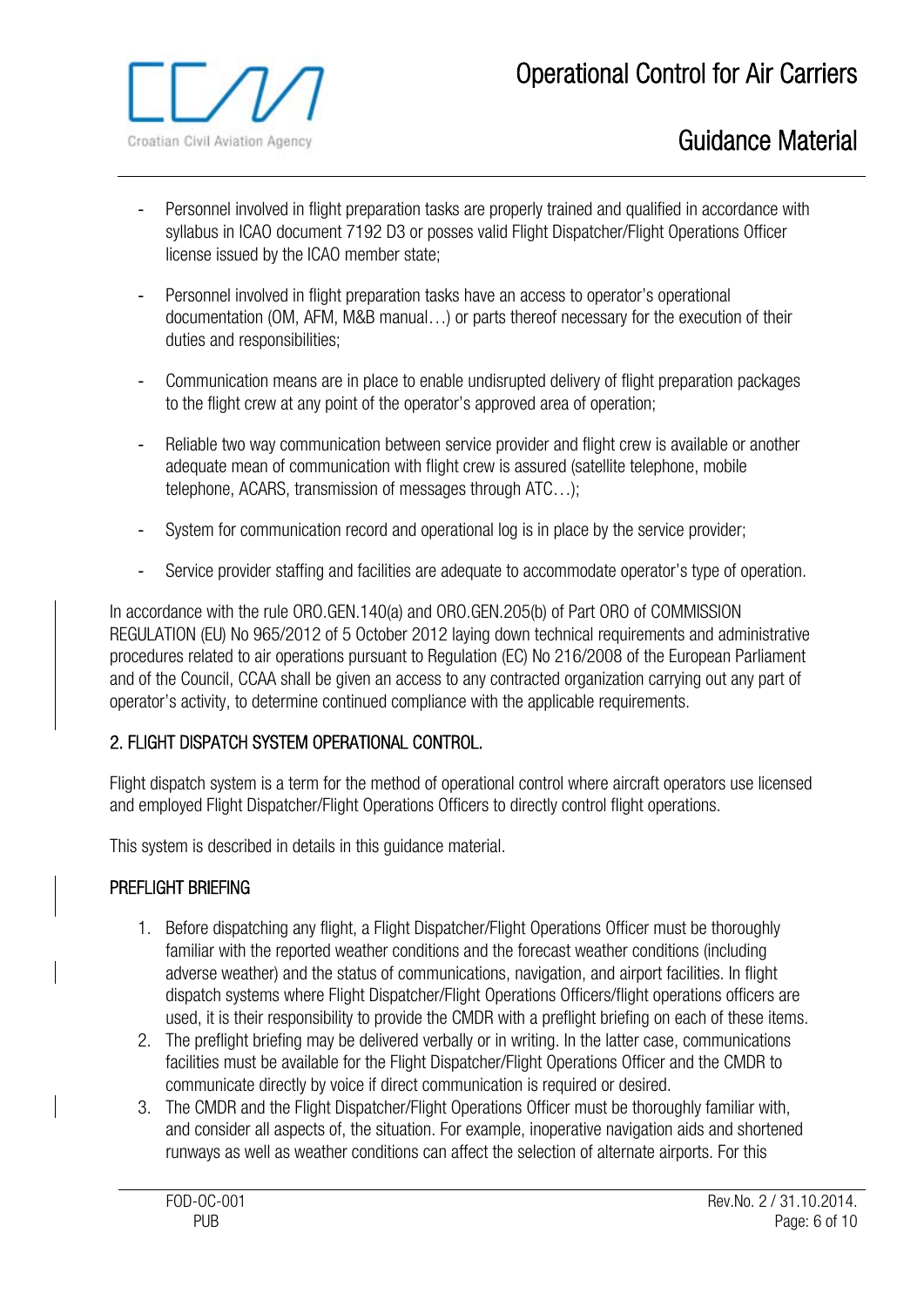- Personnel involved in flight preparation tasks are properly trained and qualified in accordance with syllabus in ICAO document 7192 D3 or posses valid Flight Dispatcher/Flight Operations Officer license issued by the ICAO member state;
- Personnel involved in flight preparation tasks have an access to operator's operational documentation (OM, AFM, M&B manual…) or parts thereof necessary for the execution of their duties and responsibilities;
- Communication means are in place to enable undisrupted delivery of flight preparation packages to the flight crew at any point of the operator's approved area of operation;
- Reliable two way communication between service provider and flight crew is available or another adequate mean of communication with flight crew is assured (satellite telephone, mobile telephone, ACARS, transmission of messages through ATC…);
- System for communication record and operational log is in place by the service provider;
- Service provider staffing and facilities are adequate to accommodate operator's type of operation.

In accordance with the rule ORO.GEN.140(a) and ORO.GEN.205(b) of Part ORO of COMMISSION REGULATION (EU) No 965/2012 of 5 October 2012 laying down technical requirements and administrative procedures related to air operations pursuant to Regulation (EC) No 216/2008 of the European Parliament and of the Council, CCAA shall be given an access to any contracted organization carrying out any part of operator's activity, to determine continued compliance with the applicable requirements.

## 2. FLIGHT DISPATCH SYSTEM OPERATIONAL CONTROL.

Flight dispatch system is a term for the method of operational control where aircraft operators use licensed and employed Flight Dispatcher/Flight Operations Officers to directly control flight operations.

This system is described in details in this guidance material.

### PREFLIGHT BRIEFING

1. Before dispatching any flight, a Flight Dispatcher/Flight Operations Officer must be thoroughly familiar with the reported weather conditions and the forecast weather conditions (including adverse weather) and the status of communications, navigation, and airport facilities. In flight dispatch systems where Flight Dispatcher/Flight Operations Officers/flight operations officers are used, it is their responsibility to provide the CMDR with a preflight briefing on each of these items.
2. The preflight briefing may be delivered verbally or in writing. In the latter case, communications facilities must be available for the Flight Dispatcher/Flight Operations Officer and the CMDR to communicate directly by voice if direct communication is required or desired.
3. The CMDR and the Flight Dispatcher/Flight Operations Officer must be thoroughly familiar with, and consider all aspects of, the situation. For example, inoperative navigation aids and shortened runways as well as weather conditions can affect the selection of alternate airports. For this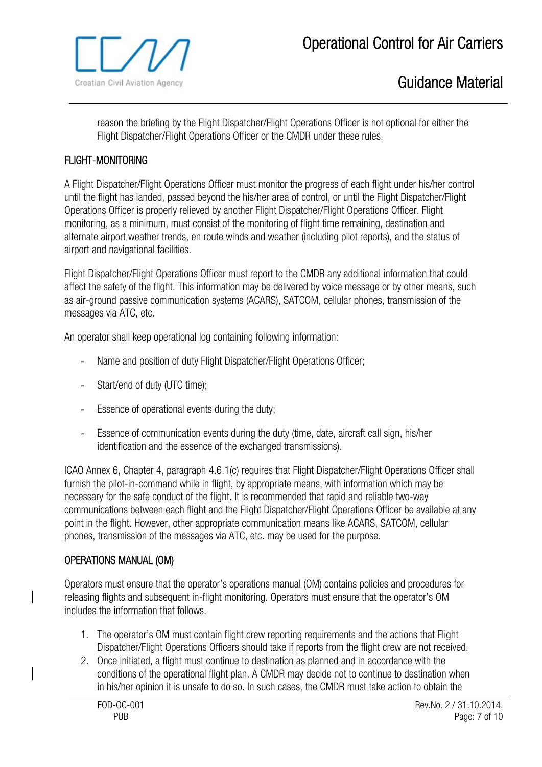reason the briefing by the Flight Dispatcher/Flight Operations Officer is not optional for either the Flight Dispatcher/Flight Operations Officer or the CMDR under these rules.

## FLIGHT-MONITORING

A Flight Dispatcher/Flight Operations Officer must monitor the progress of each flight under his/her control until the flight has landed, passed beyond the his/her area of control, or until the Flight Dispatcher/Flight Operations Officer is properly relieved by another Flight Dispatcher/Flight Operations Officer. Flight monitoring, as a minimum, must consist of the monitoring of flight time remaining, destination and alternate airport weather trends, en route winds and weather (including pilot reports), and the status of airport and navigational facilities.

Flight Dispatcher/Flight Operations Officer must report to the CMDR any additional information that could affect the safety of the flight. This information may be delivered by voice message or by other means, such as air-ground passive communication systems (ACARS), SATCOM, cellular phones, transmission of the messages via ATC, etc.

An operator shall keep operational log containing following information:

- Name and position of duty Flight Dispatcher/Flight Operations Officer;
- Start/end of duty (UTC time);
- Essence of operational events during the duty;
- Essence of communication events during the duty (time, date, aircraft call sign, his/her identification and the essence of the exchanged transmissions).

ICAO Annex 6, Chapter 4, paragraph 4.6.1(c) requires that Flight Dispatcher/Flight Operations Officer shall furnish the pilot-in-command while in flight, by appropriate means, with information which may be necessary for the safe conduct of the flight. It is recommended that rapid and reliable two-way communications between each flight and the Flight Dispatcher/Flight Operations Officer be available at any point in the flight. However, other appropriate communication means like ACARS, SATCOM, cellular phones, transmission of the messages via ATC, etc. may be used for the purpose.

## OPERATIONS MANUAL (OM)

Operators must ensure that the operator's operations manual (OM) contains policies and procedures for releasing flights and subsequent in-flight monitoring. Operators must ensure that the operator's OM includes the information that follows.

1. The operator's OM must contain flight crew reporting requirements and the actions that Flight Dispatcher/Flight Operations Officers should take if reports from the flight crew are not received.
2. Once initiated, a flight must continue to destination as planned and in accordance with the conditions of the operational flight plan. A CMDR may decide not to continue to destination when in his/her opinion it is unsafe to do so. In such cases, the CMDR must take action to obtain the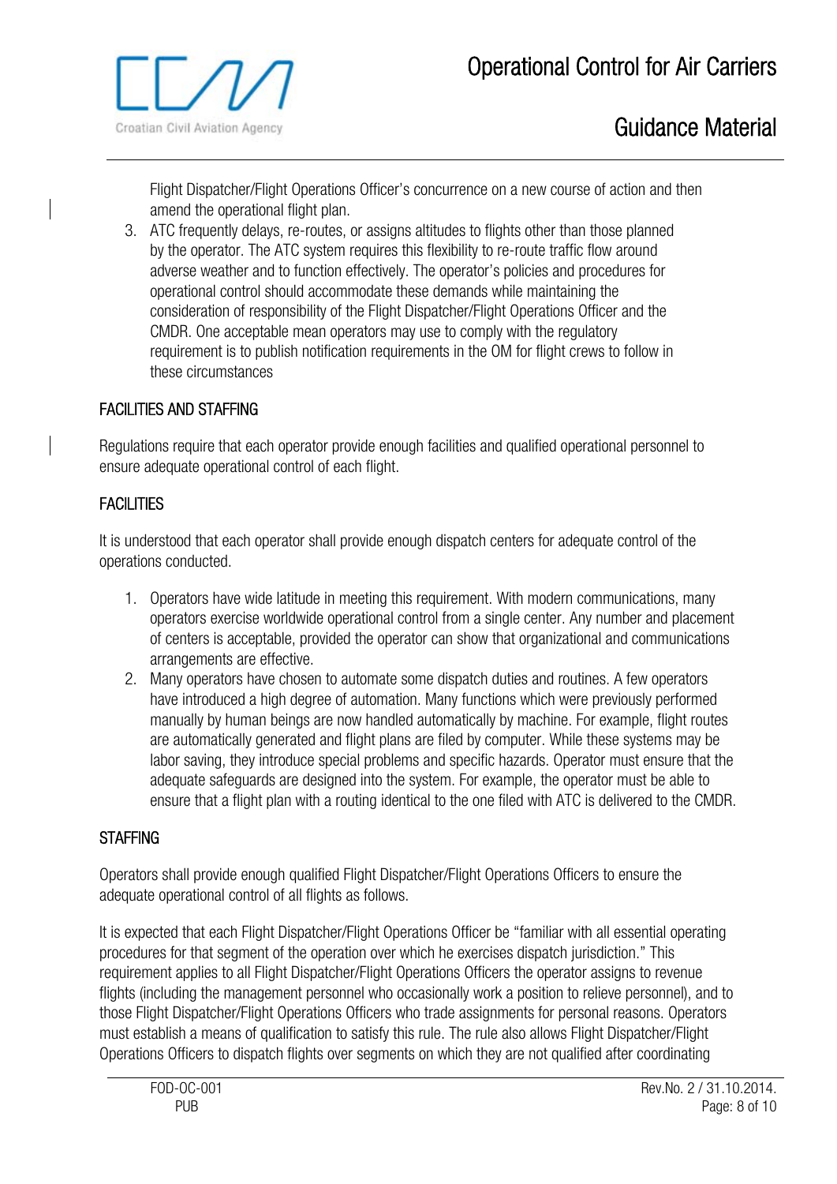Flight Dispatcher/Flight Operations Officer's concurrence on a new course of action and then amend the operational flight plan.

3. ATC frequently delays, re-routes, or assigns altitudes to flights other than those planned by the operator. The ATC system requires this flexibility to re-route traffic flow around adverse weather and to function effectively. The operator's policies and procedures for operational control should accommodate these demands while maintaining the consideration of responsibility of the Flight Dispatcher/Flight Operations Officer and the CMDR. One acceptable mean operators may use to comply with the regulatory requirement is to publish notification requirements in the OM for flight crews to follow in these circumstances

## FACILITIES AND STAFFING

Regulations require that each operator provide enough facilities and qualified operational personnel to ensure adequate operational control of each flight.

### FACILITIES

It is understood that each operator shall provide enough dispatch centers for adequate control of the operations conducted.

1. Operators have wide latitude in meeting this requirement. With modern communications, many operators exercise worldwide operational control from a single center. Any number and placement of centers is acceptable, provided the operator can show that organizational and communications arrangements are effective.
2. Many operators have chosen to automate some dispatch duties and routines. A few operators have introduced a high degree of automation. Many functions which were previously performed manually by human beings are now handled automatically by machine. For example, flight routes are automatically generated and flight plans are filed by computer. While these systems may be labor saving, they introduce special problems and specific hazards. Operator must ensure that the adequate safeguards are designed into the system. For example, the operator must be able to ensure that a flight plan with a routing identical to the one filed with ATC is delivered to the CMDR.

### STAFFING

Operators shall provide enough qualified Flight Dispatcher/Flight Operations Officers to ensure the adequate operational control of all flights as follows.

It is expected that each Flight Dispatcher/Flight Operations Officer be "familiar with all essential operating procedures for that segment of the operation over which he exercises dispatch jurisdiction." This requirement applies to all Flight Dispatcher/Flight Operations Officers the operator assigns to revenue flights (including the management personnel who occasionally work a position to relieve personnel), and to those Flight Dispatcher/Flight Operations Officers who trade assignments for personal reasons. Operators must establish a means of qualification to satisfy this rule. The rule also allows Flight Dispatcher/Flight Operations Officers to dispatch flights over segments on which they are not qualified after coordinating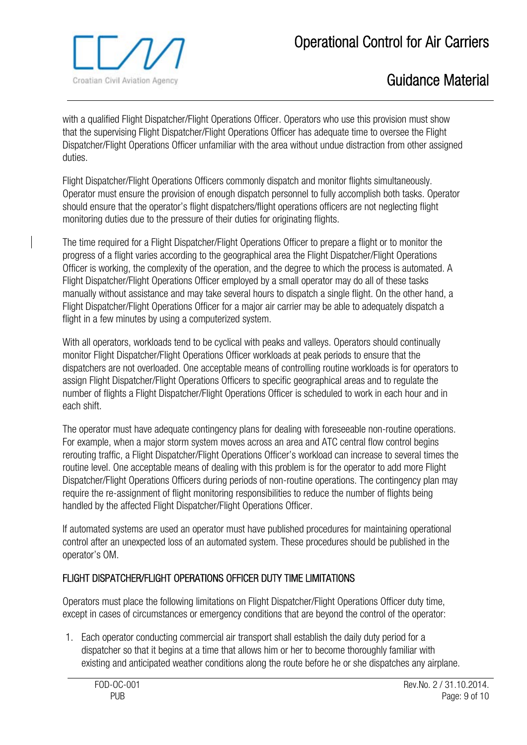with a qualified Flight Dispatcher/Flight Operations Officer. Operators who use this provision must show that the supervising Flight Dispatcher/Flight Operations Officer has adequate time to oversee the Flight Dispatcher/Flight Operations Officer unfamiliar with the area without undue distraction from other assigned duties.

Flight Dispatcher/Flight Operations Officers commonly dispatch and monitor flights simultaneously. Operator must ensure the provision of enough dispatch personnel to fully accomplish both tasks. Operator should ensure that the operator's flight dispatchers/flight operations officers are not neglecting flight monitoring duties due to the pressure of their duties for originating flights.

The time required for a Flight Dispatcher/Flight Operations Officer to prepare a flight or to monitor the progress of a flight varies according to the geographical area the Flight Dispatcher/Flight Operations Officer is working, the complexity of the operation, and the degree to which the process is automated. A Flight Dispatcher/Flight Operations Officer employed by a small operator may do all of these tasks manually without assistance and may take several hours to dispatch a single flight. On the other hand, a Flight Dispatcher/Flight Operations Officer for a major air carrier may be able to adequately dispatch a flight in a few minutes by using a computerized system.

With all operators, workloads tend to be cyclical with peaks and valleys. Operators should continually monitor Flight Dispatcher/Flight Operations Officer workloads at peak periods to ensure that the dispatchers are not overloaded. One acceptable means of controlling routine workloads is for operators to assign Flight Dispatcher/Flight Operations Officers to specific geographical areas and to regulate the number of flights a Flight Dispatcher/Flight Operations Officer is scheduled to work in each hour and in each shift.

The operator must have adequate contingency plans for dealing with foreseeable non-routine operations. For example, when a major storm system moves across an area and ATC central flow control begins rerouting traffic, a Flight Dispatcher/Flight Operations Officer's workload can increase to several times the routine level. One acceptable means of dealing with this problem is for the operator to add more Flight Dispatcher/Flight Operations Officers during periods of non-routine operations. The contingency plan may require the re-assignment of flight monitoring responsibilities to reduce the number of flights being handled by the affected Flight Dispatcher/Flight Operations Officer.

If automated systems are used an operator must have published procedures for maintaining operational control after an unexpected loss of an automated system. These procedures should be published in the operator's OM.

## FLIGHT DISPATCHER/FLIGHT OPERATIONS OFFICER DUTY TIME LIMITATIONS

Operators must place the following limitations on Flight Dispatcher/Flight Operations Officer duty time, except in cases of circumstances or emergency conditions that are beyond the control of the operator:

1. Each operator conducting commercial air transport shall establish the daily duty period for a dispatcher so that it begins at a time that allows him or her to become thoroughly familiar with existing and anticipated weather conditions along the route before he or she dispatches any airplane.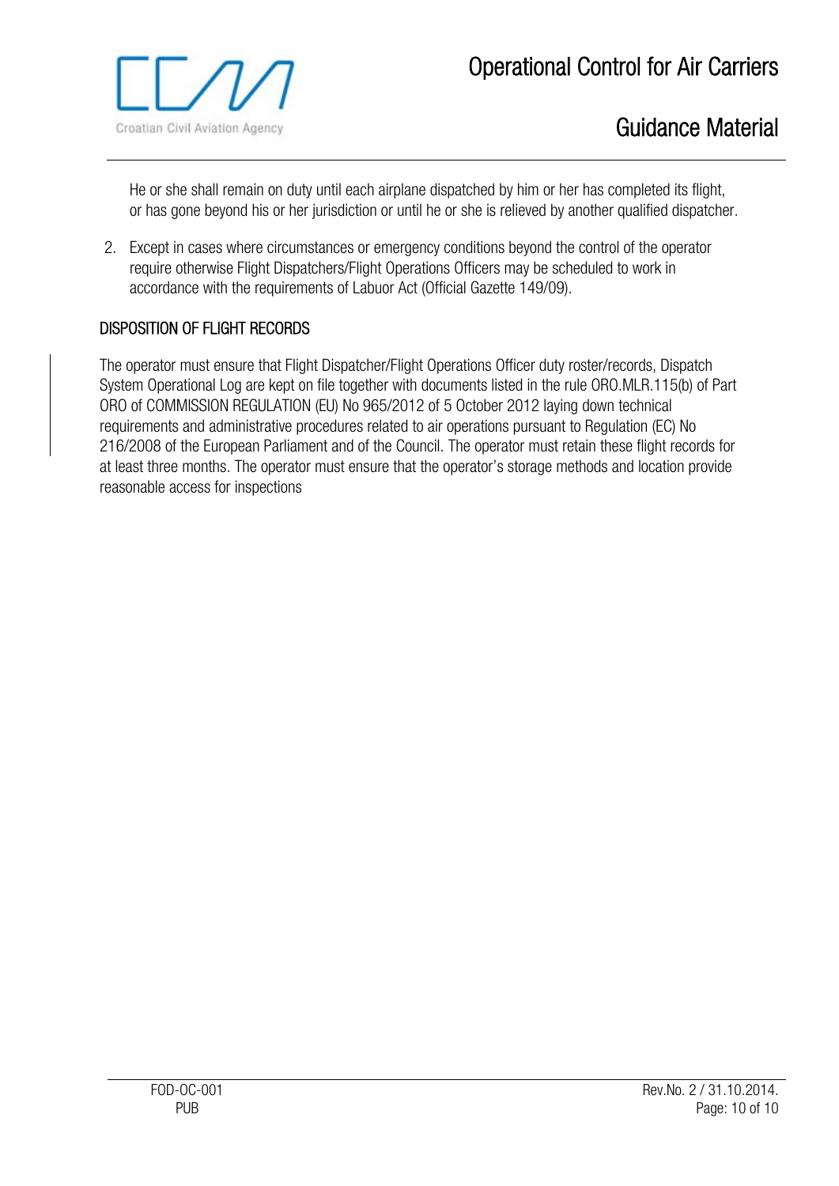He or she shall remain on duty until each airplane dispatched by him or her has completed its flight, or has gone beyond his or her jurisdiction or until he or she is relieved by another qualified dispatcher.

2. Except in cases where circumstances or emergency conditions beyond the control of the operator require otherwise Flight Dispatchers/Flight Operations Officers may be scheduled to work in accordance with the requirements of Labuor Act (Official Gazette 149/09).

## DISPOSITION OF FLIGHT RECORDS

The operator must ensure that Flight Dispatcher/Flight Operations Officer duty roster/records, Dispatch System Operational Log are kept on file together with documents listed in the rule ORO.MLR.115(b) of Part ORO of COMMISSION REGULATION (EU) No 965/2012 of 5 October 2012 laying down technical requirements and administrative procedures related to air operations pursuant to Regulation (EC) No 216/2008 of the European Parliament and of the Council. The operator must retain these flight records for at least three months. The operator must ensure that the operator's storage methods and location provide reasonable access for inspections